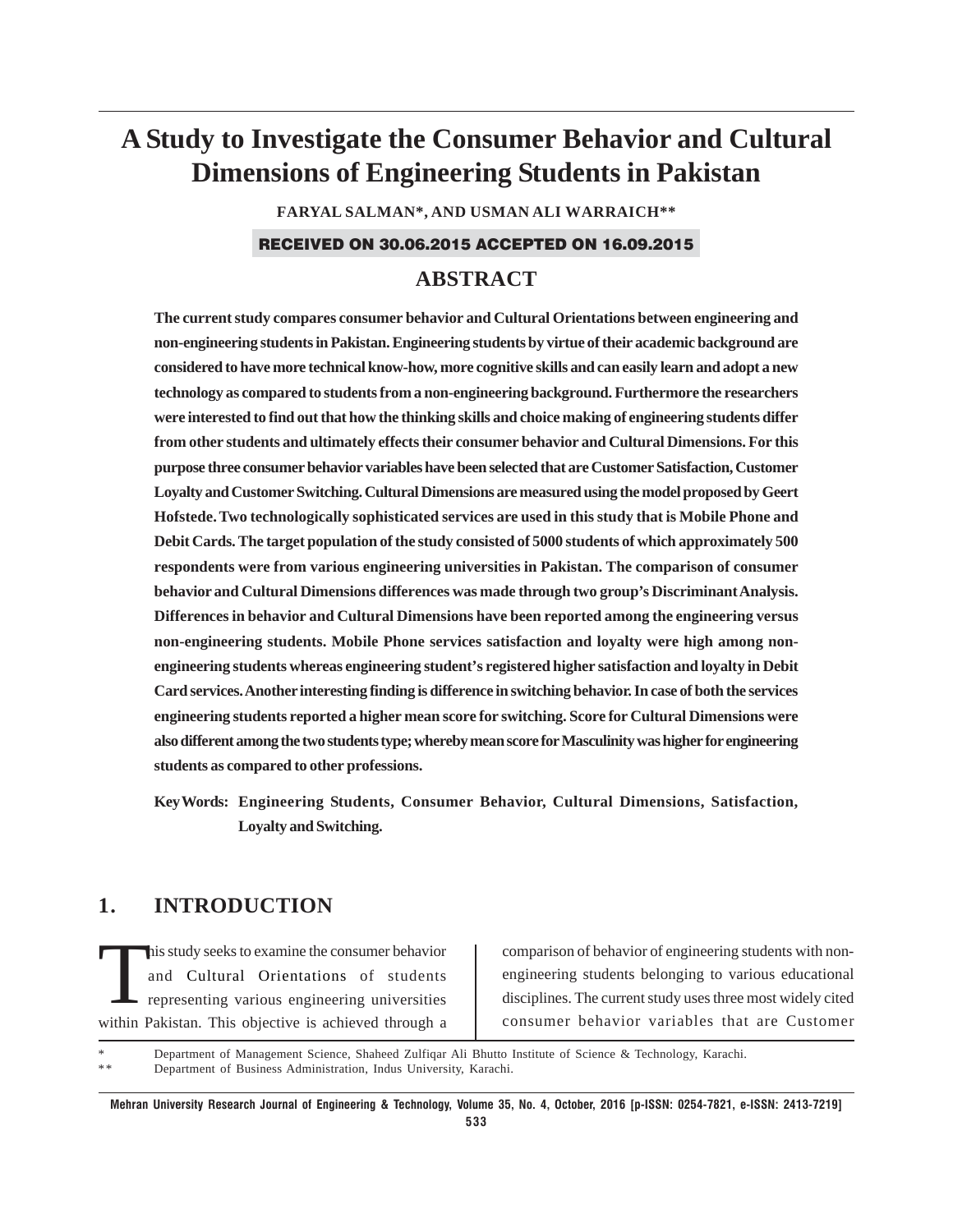# A Study to Investigate the Consumer Behavior and Cultural Dimensions of Engineering Students in Pakistan

**FARYAL SALMAN*, AND USMAN ALI WARRAICH****

**RECEIVED ON 30.06.2015 ACCEPTED ON 16.09.2015**

## ABSTRACT

**The current study compares consumer behavior and Cultural Orientations between engineering and non-engineering students in Pakistan. Engineering students by virtue of their academic background are considered to have more technical know-how, more cognitive skills and can easily learn and adopt a new technology as compared to students from a non-engineering background. Furthermore the researchers were interested to find out that how the thinking skills and choice making of engineering students differ from other students and ultimately effects their consumer behavior and Cultural Dimensions. For this purpose three consumer behavior variables have been selected that are Customer Satisfaction, Customer Loyalty and Customer Switching. Cultural Dimensions are measured using the model proposed by Geert Hofstede. Two technologically sophisticated services are used in this study that is Mobile Phone and Debit Cards. The target population of the study consisted of 5000 students of which approximately 500 respondents were from various engineering universities in Pakistan. The comparison of consumer behavior and Cultural Dimensions differences was made through two group's Discriminant Analysis. Differences in behavior and Cultural Dimensions have been reported among the engineering versus non-engineering students. Mobile Phone services satisfaction and loyalty were high among non-engineering students whereas engineering student's registered higher satisfaction and loyalty in Debit Card services. Another interesting finding is difference in switching behavior. In case of both the services engineering students reported a higher mean score for switching. Score for Cultural Dimensions were also different among the two students type; whereby mean score for Masculinity was higher for engineering students as compared to other professions.**

**Key Words: Engineering Students, Consumer Behavior, Cultural Dimensions, Satisfaction, Loyalty and Switching.**

## 1. INTRODUCTION

This study seeks to examine the consumer behavior and Cultural Orientations of students representing various engineering universities within Pakistan. This objective is achieved through a comparison of behavior of engineering students with non-engineering students belonging to various educational disciplines. The current study uses three most widely cited consumer behavior variables that are Customer

\* Department of Management Science, Shaheed Zulfiqar Ali Bhutto Institute of Science & Technology, Karachi.

\*\* Department of Business Administration, Indus University, Karachi.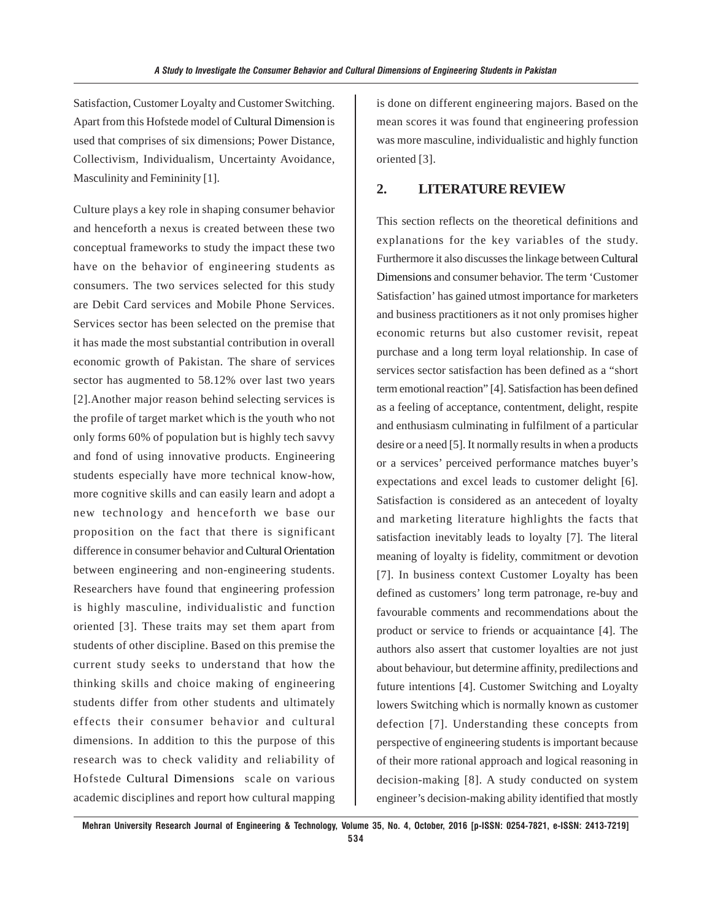Satisfaction, Customer Loyalty and Customer Switching. Apart from this Hofstede model of Cultural Dimension is used that comprises of six dimensions; Power Distance, Collectivism, Individualism, Uncertainty Avoidance, Masculinity and Femininity [1].

Culture plays a key role in shaping consumer behavior and henceforth a nexus is created between these two conceptual frameworks to study the impact these two have on the behavior of engineering students as consumers. The two services selected for this study are Debit Card services and Mobile Phone Services. Services sector has been selected on the premise that it has made the most substantial contribution in overall economic growth of Pakistan. The share of services sector has augmented to 58.12% over last two years [2].Another major reason behind selecting services is the profile of target market which is the youth who not only forms 60% of population but is highly tech savvy and fond of using innovative products. Engineering students especially have more technical know-how, more cognitive skills and can easily learn and adopt a new technology and henceforth we base our proposition on the fact that there is significant difference in consumer behavior and Cultural Orientation between engineering and non-engineering students. Researchers have found that engineering profession is highly masculine, individualistic and function oriented [3]. These traits may set them apart from students of other discipline. Based on this premise the current study seeks to understand that how the thinking skills and choice making of engineering students differ from other students and ultimately effects their consumer behavior and cultural dimensions. In addition to this the purpose of this research was to check validity and reliability of Hofstede Cultural Dimensions scale on various academic disciplines and report how cultural mapping is done on different engineering majors. Based on the mean scores it was found that engineering profession was more masculine, individualistic and highly function oriented [3].

## 2. LITERATURE REVIEW

This section reflects on the theoretical definitions and explanations for the key variables of the study. Furthermore it also discusses the linkage between Cultural Dimensions and consumer behavior. The term 'Customer Satisfaction' has gained utmost importance for marketers and business practitioners as it not only promises higher economic returns but also customer revisit, repeat purchase and a long term loyal relationship. In case of services sector satisfaction has been defined as a "short term emotional reaction" [4]. Satisfaction has been defined as a feeling of acceptance, contentment, delight, respite and enthusiasm culminating in fulfilment of a particular desire or a need [5]. It normally results in when a products or a services' perceived performance matches buyer's expectations and excel leads to customer delight [6]. Satisfaction is considered as an antecedent of loyalty and marketing literature highlights the facts that satisfaction inevitably leads to loyalty [7]. The literal meaning of loyalty is fidelity, commitment or devotion [7]. In business context Customer Loyalty has been defined as customers' long term patronage, re-buy and favourable comments and recommendations about the product or service to friends or acquaintance [4]. The authors also assert that customer loyalties are not just about behaviour, but determine affinity, predilections and future intentions [4]. Customer Switching and Loyalty lowers Switching which is normally known as customer defection [7]. Understanding these concepts from perspective of engineering students is important because of their more rational approach and logical reasoning in decision-making [8]. A study conducted on system engineer's decision-making ability identified that mostly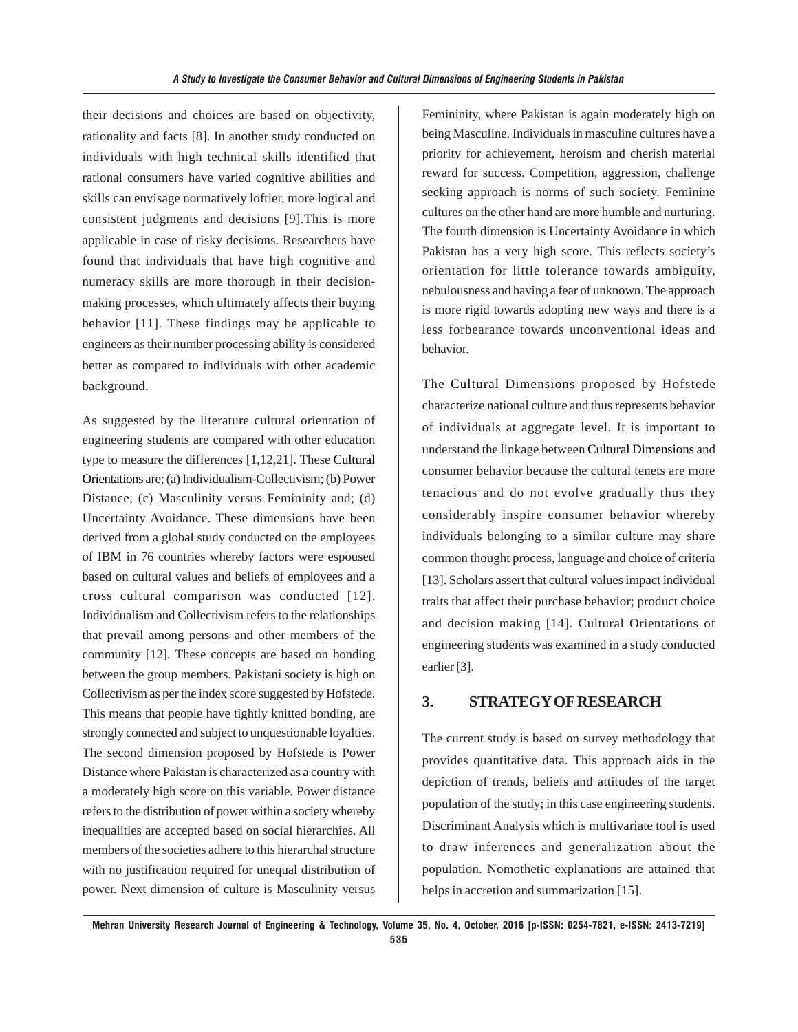their decisions and choices are based on objectivity, rationality and facts [8]. In another study conducted on individuals with high technical skills identified that rational consumers have varied cognitive abilities and skills can envisage normatively loftier, more logical and consistent judgments and decisions [9].This is more applicable in case of risky decisions. Researchers have found that individuals that have high cognitive and numeracy skills are more thorough in their decision-making processes, which ultimately affects their buying behavior [11]. These findings may be applicable to engineers as their number processing ability is considered better as compared to individuals with other academic background.

As suggested by the literature cultural orientation of engineering students are compared with other education type to measure the differences [1,12,21]. These Cultural Orientations are; (a) Individualism-Collectivism; (b) Power Distance; (c) Masculinity versus Femininity and; (d) Uncertainty Avoidance. These dimensions have been derived from a global study conducted on the employees of IBM in 76 countries whereby factors were espoused based on cultural values and beliefs of employees and a cross cultural comparison was conducted [12]. Individualism and Collectivism refers to the relationships that prevail among persons and other members of the community [12]. These concepts are based on bonding between the group members. Pakistani society is high on Collectivism as per the index score suggested by Hofstede. This means that people have tightly knitted bonding, are strongly connected and subject to unquestionable loyalties. The second dimension proposed by Hofstede is Power Distance where Pakistan is characterized as a country with a moderately high score on this variable. Power distance refers to the distribution of power within a society whereby inequalities are accepted based on social hierarchies. All members of the societies adhere to this hierarchal structure with no justification required for unequal distribution of power. Next dimension of culture is Masculinity versus Femininity, where Pakistan is again moderately high on being Masculine. Individuals in masculine cultures have a priority for achievement, heroism and cherish material reward for success. Competition, aggression, challenge seeking approach is norms of such society. Feminine cultures on the other hand are more humble and nurturing. The fourth dimension is Uncertainty Avoidance in which Pakistan has a very high score. This reflects society's orientation for little tolerance towards ambiguity, nebulousness and having a fear of unknown. The approach is more rigid towards adopting new ways and there is a less forbearance towards unconventional ideas and behavior.

The Cultural Dimensions proposed by Hofstede characterize national culture and thus represents behavior of individuals at aggregate level. It is important to understand the linkage between Cultural Dimensions and consumer behavior because the cultural tenets are more tenacious and do not evolve gradually thus they considerably inspire consumer behavior whereby individuals belonging to a similar culture may share common thought process, language and choice of criteria [13]. Scholars assert that cultural values impact individual traits that affect their purchase behavior; product choice and decision making [14]. Cultural Orientations of engineering students was examined in a study conducted earlier [3].

## 3. STRATEGY OF RESEARCH

The current study is based on survey methodology that provides quantitative data. This approach aids in the depiction of trends, beliefs and attitudes of the target population of the study; in this case engineering students. Discriminant Analysis which is multivariate tool is used to draw inferences and generalization about the population. Nomothetic explanations are attained that helps in accretion and summarization [15].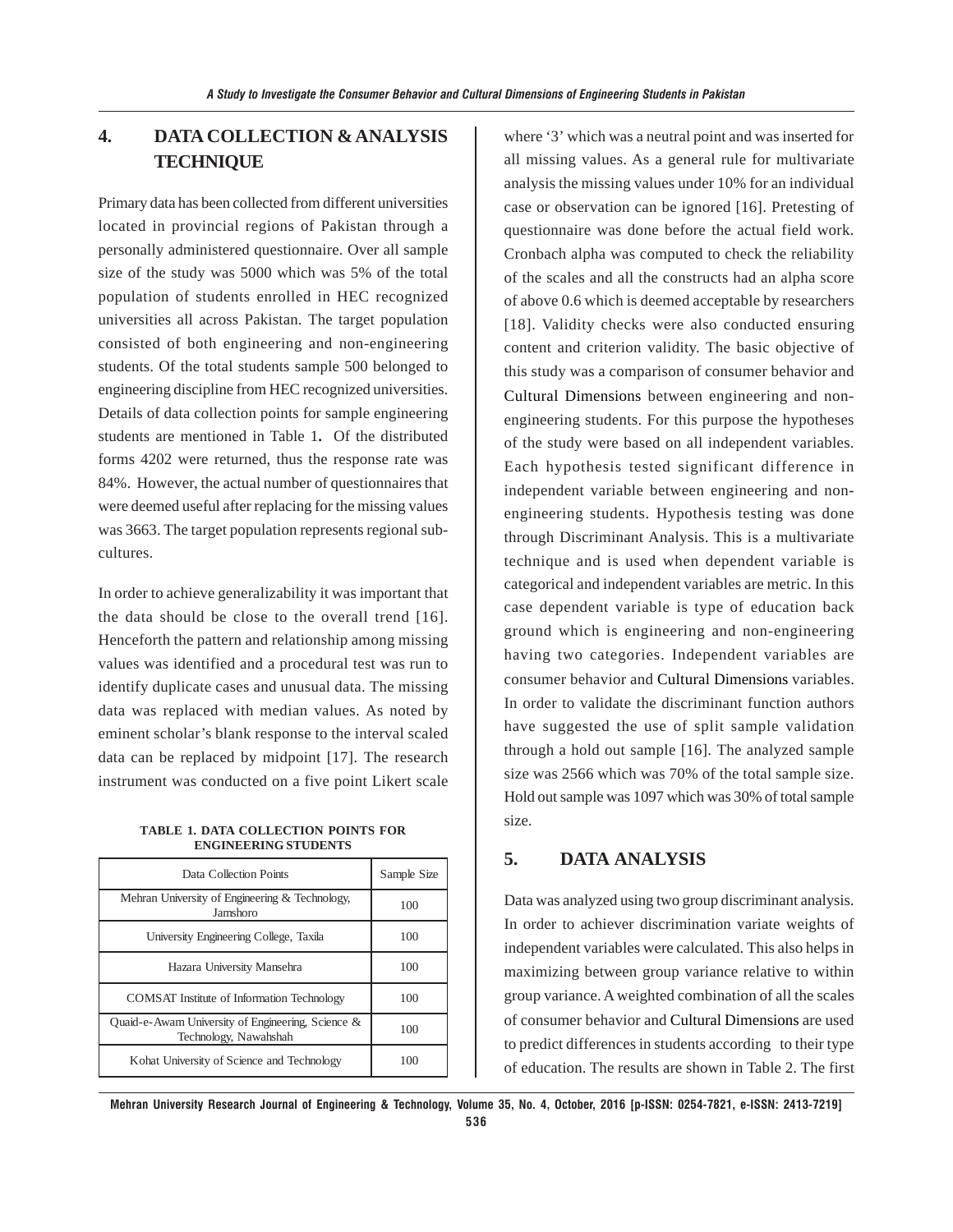## 4. DATA COLLECTION & ANALYSIS TECHNIQUE

Primary data has been collected from different universities located in provincial regions of Pakistan through a personally administered questionnaire. Over all sample size of the study was 5000 which was 5% of the total population of students enrolled in HEC recognized universities all across Pakistan. The target population consisted of both engineering and non-engineering students. Of the total students sample 500 belonged to engineering discipline from HEC recognized universities. Details of data collection points for sample engineering students are mentioned in Table 1**.** Of the distributed forms 4202 were returned, thus the response rate was 84%. However, the actual number of questionnaires that were deemed useful after replacing for the missing values was 3663. The target population represents regional sub-cultures.

In order to achieve generalizability it was important that the data should be close to the overall trend [16]. Henceforth the pattern and relationship among missing values was identified and a procedural test was run to identify duplicate cases and unusual data. The missing data was replaced with median values. As noted by eminent scholar's blank response to the interval scaled data can be replaced by midpoint [17]. The research instrument was conducted on a five point Likert scale

**TABLE 1. DATA COLLECTION POINTS FOR ENGINEERING STUDENTS**

| Data Collection Points | Sample Size |
|---|---|
| Mehran University of Engineering & Technology, Jamshoro | 100 |
| University Engineering College, Taxila | 100 |
| Hazara University Mansehra | 100 |
| COMSAT Institute of Information Technology | 100 |
| Quaid-e-Awam University of Engineering, Science & Technology, Nawahshah | 100 |
| Kohat University of Science and Technology | 100 |

where '3' which was a neutral point and was inserted for all missing values. As a general rule for multivariate analysis the missing values under 10% for an individual case or observation can be ignored [16]. Pretesting of questionnaire was done before the actual field work. Cronbach alpha was computed to check the reliability of the scales and all the constructs had an alpha score of above 0.6 which is deemed acceptable by researchers [18]. Validity checks were also conducted ensuring content and criterion validity. The basic objective of this study was a comparison of consumer behavior and Cultural Dimensions between engineering and non-engineering students. For this purpose the hypotheses of the study were based on all independent variables. Each hypothesis tested significant difference in independent variable between engineering and non-engineering students. Hypothesis testing was done through Discriminant Analysis. This is a multivariate technique and is used when dependent variable is categorical and independent variables are metric. In this case dependent variable is type of education back ground which is engineering and non-engineering having two categories. Independent variables are consumer behavior and Cultural Dimensions variables. In order to validate the discriminant function authors have suggested the use of split sample validation through a hold out sample [16]. The analyzed sample size was 2566 which was 70% of the total sample size. Hold out sample was 1097 which was 30% of total sample size.

## 5. DATA ANALYSIS

Data was analyzed using two group discriminant analysis. In order to achiever discrimination variate weights of independent variables were calculated. This also helps in maximizing between group variance relative to within group variance. A weighted combination of all the scales of consumer behavior and Cultural Dimensions are used to predict differences in students according to their type of education. The results are shown in Table 2. The first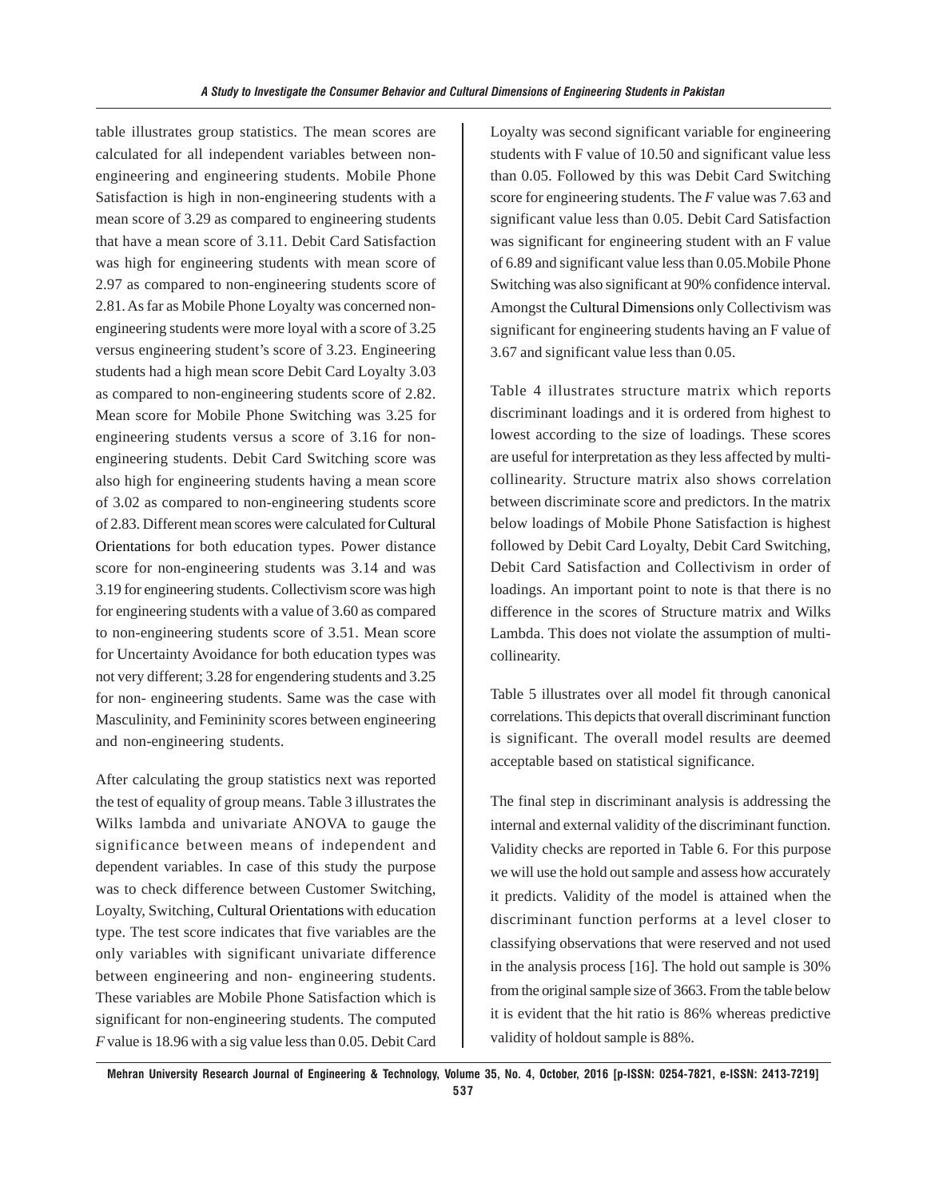table illustrates group statistics. The mean scores are calculated for all independent variables between non-engineering and engineering students. Mobile Phone Satisfaction is high in non-engineering students with a mean score of 3.29 as compared to engineering students that have a mean score of 3.11. Debit Card Satisfaction was high for engineering students with mean score of 2.97 as compared to non-engineering students score of 2.81. As far as Mobile Phone Loyalty was concerned non-engineering students were more loyal with a score of 3.25 versus engineering student's score of 3.23. Engineering students had a high mean score Debit Card Loyalty 3.03 as compared to non-engineering students score of 2.82. Mean score for Mobile Phone Switching was 3.25 for engineering students versus a score of 3.16 for non-engineering students. Debit Card Switching score was also high for engineering students having a mean score of 3.02 as compared to non-engineering students score of 2.83. Different mean scores were calculated for Cultural Orientations for both education types. Power distance score for non-engineering students was 3.14 and was 3.19 for engineering students. Collectivism score was high for engineering students with a value of 3.60 as compared to non-engineering students score of 3.51. Mean score for Uncertainty Avoidance for both education types was not very different; 3.28 for engendering students and 3.25 for non- engineering students. Same was the case with Masculinity, and Femininity scores between engineering and non-engineering students.

After calculating the group statistics next was reported the test of equality of group means. Table 3 illustrates the Wilks lambda and univariate ANOVA to gauge the significance between means of independent and dependent variables. In case of this study the purpose was to check difference between Customer Switching, Loyalty, Switching, Cultural Orientations with education type. The test score indicates that five variables are the only variables with significant univariate difference between engineering and non- engineering students. These variables are Mobile Phone Satisfaction which is significant for non-engineering students. The computed *F* value is 18.96 with a sig value less than 0.05. Debit Card Loyalty was second significant variable for engineering students with F value of 10.50 and significant value less than 0.05. Followed by this was Debit Card Switching score for engineering students. The *F* value was 7.63 and significant value less than 0.05. Debit Card Satisfaction was significant for engineering student with an F value of 6.89 and significant value less than 0.05.Mobile Phone Switching was also significant at 90% confidence interval. Amongst the Cultural Dimensions only Collectivism was significant for engineering students having an F value of 3.67 and significant value less than 0.05.

Table 4 illustrates structure matrix which reports discriminant loadings and it is ordered from highest to lowest according to the size of loadings. These scores are useful for interpretation as they less affected by multi-collinearity. Structure matrix also shows correlation between discriminate score and predictors. In the matrix below loadings of Mobile Phone Satisfaction is highest followed by Debit Card Loyalty, Debit Card Switching, Debit Card Satisfaction and Collectivism in order of loadings. An important point to note is that there is no difference in the scores of Structure matrix and Wilks Lambda. This does not violate the assumption of multi-collinearity.

Table 5 illustrates over all model fit through canonical correlations. This depicts that overall discriminant function is significant. The overall model results are deemed acceptable based on statistical significance.

The final step in discriminant analysis is addressing the internal and external validity of the discriminant function. Validity checks are reported in Table 6. For this purpose we will use the hold out sample and assess how accurately it predicts. Validity of the model is attained when the discriminant function performs at a level closer to classifying observations that were reserved and not used in the analysis process [16]. The hold out sample is 30% from the original sample size of 3663. From the table below it is evident that the hit ratio is 86% whereas predictive validity of holdout sample is 88%.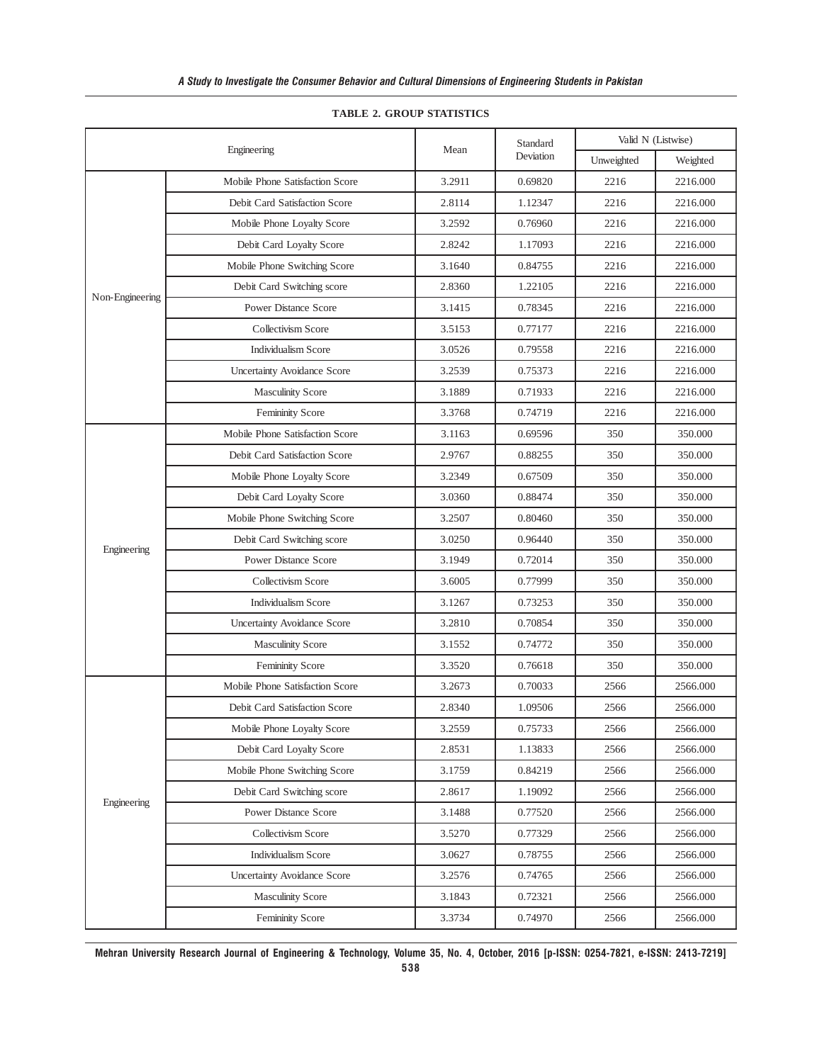**TABLE 2. GROUP STATISTICS**

| Engineering | | Mean | Standard Deviation | Valid N (Listwise) | |
|---|---|---|---|---|---|
| | | | | Unweighted | Weighted |
| Non-Engineering | Mobile Phone Satisfaction Score | 3.2911 | 0.69820 | 2216 | 2216.000 |
| | Debit Card Satisfaction Score | 2.8114 | 1.12347 | 2216 | 2216.000 |
| | Mobile Phone Loyalty Score | 3.2592 | 0.76960 | 2216 | 2216.000 |
| | Debit Card Loyalty Score | 2.8242 | 1.17093 | 2216 | 2216.000 |
| | Mobile Phone Switching Score | 3.1640 | 0.84755 | 2216 | 2216.000 |
| | Debit Card Switching score | 2.8360 | 1.22105 | 2216 | 2216.000 |
| | Power Distance Score | 3.1415 | 0.78345 | 2216 | 2216.000 |
| | Collectivism Score | 3.5153 | 0.77177 | 2216 | 2216.000 |
| | Individualism Score | 3.0526 | 0.79558 | 2216 | 2216.000 |
| | Uncertainty Avoidance Score | 3.2539 | 0.75373 | 2216 | 2216.000 |
| | Masculinity Score | 3.1889 | 0.71933 | 2216 | 2216.000 |
| | Femininity Score | 3.3768 | 0.74719 | 2216 | 2216.000 |
| Engineering | Mobile Phone Satisfaction Score | 3.1163 | 0.69596 | 350 | 350.000 |
| | Debit Card Satisfaction Score | 2.9767 | 0.88255 | 350 | 350.000 |
| | Mobile Phone Loyalty Score | 3.2349 | 0.67509 | 350 | 350.000 |
| | Debit Card Loyalty Score | 3.0360 | 0.88474 | 350 | 350.000 |
| | Mobile Phone Switching Score | 3.2507 | 0.80460 | 350 | 350.000 |
| | Debit Card Switching score | 3.0250 | 0.96440 | 350 | 350.000 |
| | Power Distance Score | 3.1949 | 0.72014 | 350 | 350.000 |
| | Collectivism Score | 3.6005 | 0.77999 | 350 | 350.000 |
| | Individualism Score | 3.1267 | 0.73253 | 350 | 350.000 |
| | Uncertainty Avoidance Score | 3.2810 | 0.70854 | 350 | 350.000 |
| | Masculinity Score | 3.1552 | 0.74772 | 350 | 350.000 |
| | Femininity Score | 3.3520 | 0.76618 | 350 | 350.000 |
| Engineering | Mobile Phone Satisfaction Score | 3.2673 | 0.70033 | 2566 | 2566.000 |
| | Debit Card Satisfaction Score | 2.8340 | 1.09506 | 2566 | 2566.000 |
| | Mobile Phone Loyalty Score | 3.2559 | 0.75733 | 2566 | 2566.000 |
| | Debit Card Loyalty Score | 2.8531 | 1.13833 | 2566 | 2566.000 |
| | Mobile Phone Switching Score | 3.1759 | 0.84219 | 2566 | 2566.000 |
| | Debit Card Switching score | 2.8617 | 1.19092 | 2566 | 2566.000 |
| | Power Distance Score | 3.1488 | 0.77520 | 2566 | 2566.000 |
| | Collectivism Score | 3.5270 | 0.77329 | 2566 | 2566.000 |
| | Individualism Score | 3.0627 | 0.78755 | 2566 | 2566.000 |
| | Uncertainty Avoidance Score | 3.2576 | 0.74765 | 2566 | 2566.000 |
| | Masculinity Score | 3.1843 | 0.72321 | 2566 | 2566.000 |
| | Femininity Score | 3.3734 | 0.74970 | 2566 | 2566.000 |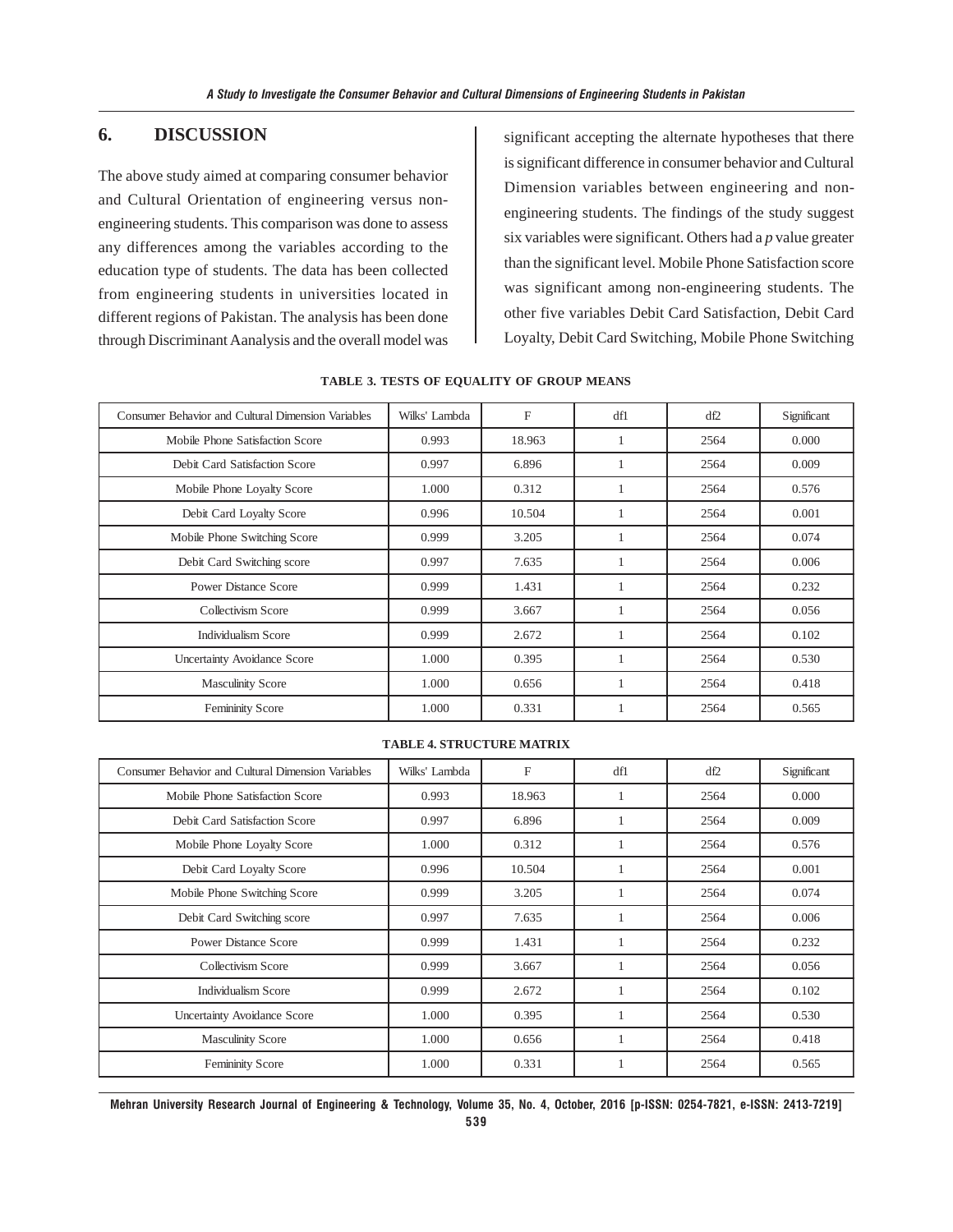## 6. DISCUSSION

The above study aimed at comparing consumer behavior and Cultural Orientation of engineering versus non-engineering students. This comparison was done to assess any differences among the variables according to the education type of students. The data has been collected from engineering students in universities located in different regions of Pakistan. The analysis has been done through Discriminant Aanalysis and the overall model was significant accepting the alternate hypotheses that there is significant difference in consumer behavior and Cultural Dimension variables between engineering and non-engineering students. The findings of the study suggest six variables were significant. Others had a *p* value greater than the significant level. Mobile Phone Satisfaction score was significant among non-engineering students. The other five variables Debit Card Satisfaction, Debit Card Loyalty, Debit Card Switching, Mobile Phone Switching

**TABLE 3. TESTS OF EQUALITY OF GROUP MEANS**

| Consumer Behavior and Cultural Dimension Variables | Wilks' Lambda | F | df1 | df2 | Significant |
|---|---|---|---|---|---|
| Mobile Phone Satisfaction Score | 0.993 | 18.963 | 1 | 2564 | 0.000 |
| Debit Card Satisfaction Score | 0.997 | 6.896 | 1 | 2564 | 0.009 |
| Mobile Phone Loyalty Score | 1.000 | 0.312 | 1 | 2564 | 0.576 |
| Debit Card Loyalty Score | 0.996 | 10.504 | 1 | 2564 | 0.001 |
| Mobile Phone Switching Score | 0.999 | 3.205 | 1 | 2564 | 0.074 |
| Debit Card Switching score | 0.997 | 7.635 | 1 | 2564 | 0.006 |
| Power Distance Score | 0.999 | 1.431 | 1 | 2564 | 0.232 |
| Collectivism Score | 0.999 | 3.667 | 1 | 2564 | 0.056 |
| Individualism Score | 0.999 | 2.672 | 1 | 2564 | 0.102 |
| Uncertainty Avoidance Score | 1.000 | 0.395 | 1 | 2564 | 0.530 |
| Masculinity Score | 1.000 | 0.656 | 1 | 2564 | 0.418 |
| Femininity Score | 1.000 | 0.331 | 1 | 2564 | 0.565 |

**TABLE 4. STRUCTURE MATRIX**

| Consumer Behavior and Cultural Dimension Variables | Wilks' Lambda | F | df1 | df2 | Significant |
|---|---|---|---|---|---|
| Mobile Phone Satisfaction Score | 0.993 | 18.963 | 1 | 2564 | 0.000 |
| Debit Card Satisfaction Score | 0.997 | 6.896 | 1 | 2564 | 0.009 |
| Mobile Phone Loyalty Score | 1.000 | 0.312 | 1 | 2564 | 0.576 |
| Debit Card Loyalty Score | 0.996 | 10.504 | 1 | 2564 | 0.001 |
| Mobile Phone Switching Score | 0.999 | 3.205 | 1 | 2564 | 0.074 |
| Debit Card Switching score | 0.997 | 7.635 | 1 | 2564 | 0.006 |
| Power Distance Score | 0.999 | 1.431 | 1 | 2564 | 0.232 |
| Collectivism Score | 0.999 | 3.667 | 1 | 2564 | 0.056 |
| Individualism Score | 0.999 | 2.672 | 1 | 2564 | 0.102 |
| Uncertainty Avoidance Score | 1.000 | 0.395 | 1 | 2564 | 0.530 |
| Masculinity Score | 1.000 | 0.656 | 1 | 2564 | 0.418 |
| Femininity Score | 1.000 | 0.331 | 1 | 2564 | 0.565 |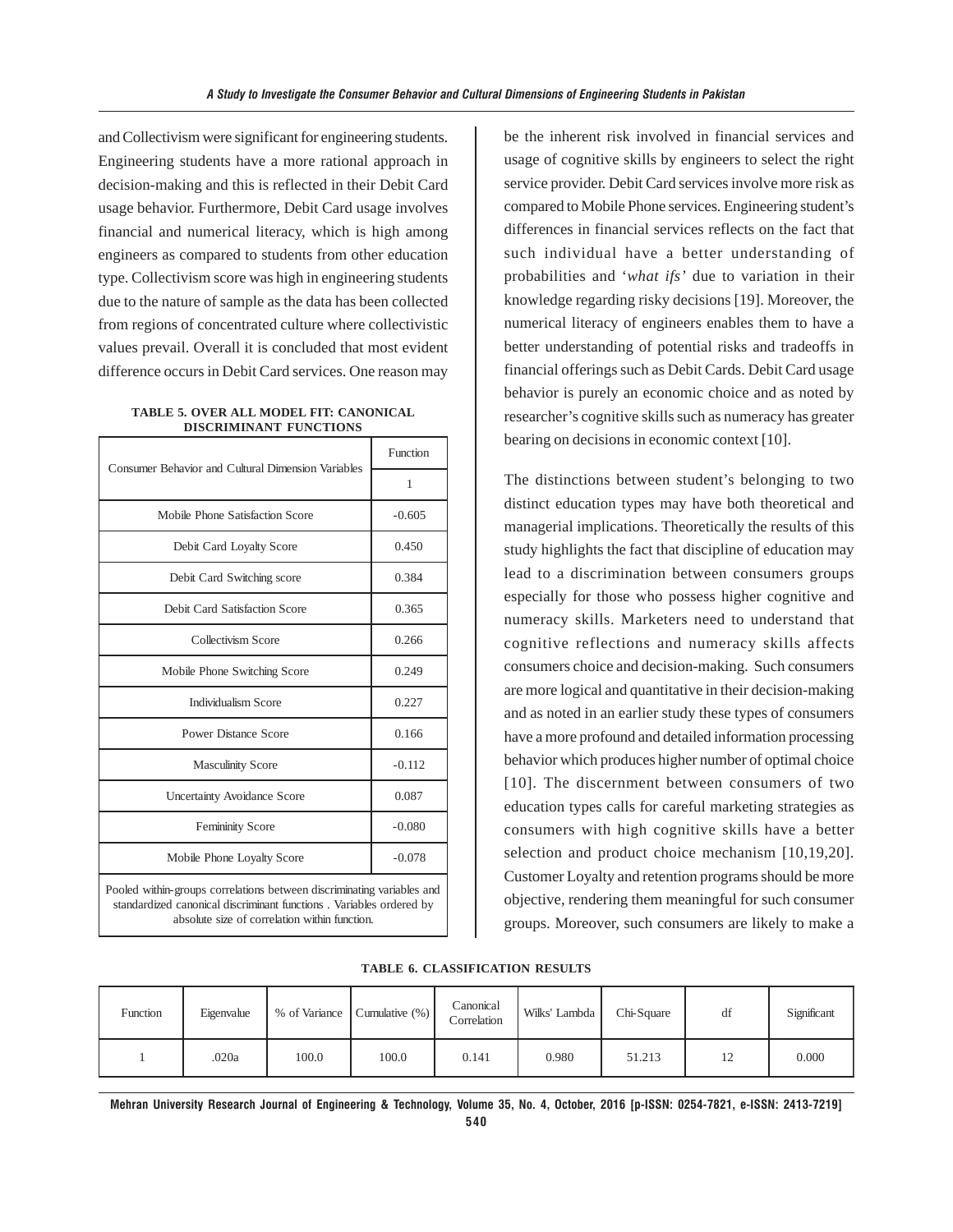and Collectivism were significant for engineering students. Engineering students have a more rational approach in decision-making and this is reflected in their Debit Card usage behavior. Furthermore, Debit Card usage involves financial and numerical literacy, which is high among engineers as compared to students from other education type. Collectivism score was high in engineering students due to the nature of sample as the data has been collected from regions of concentrated culture where collectivistic values prevail. Overall it is concluded that most evident difference occurs in Debit Card services. One reason may be the inherent risk involved in financial services and usage of cognitive skills by engineers to select the right service provider. Debit Card services involve more risk as compared to Mobile Phone services. Engineering student's differences in financial services reflects on the fact that such individual have a better understanding of probabilities and '*what ifs'* due to variation in their knowledge regarding risky decisions [19]. Moreover, the numerical literacy of engineers enables them to have a better understanding of potential risks and tradeoffs in financial offerings such as Debit Cards. Debit Card usage behavior is purely an economic choice and as noted by researcher's cognitive skills such as numeracy has greater bearing on decisions in economic context [10].

**TABLE 5. OVER ALL MODEL FIT: CANONICAL DISCRIMINANT FUNCTIONS**

| Consumer Behavior and Cultural Dimension Variables | Function |
|---|---|
| | 1 |
| Mobile Phone Satisfaction Score | -0.605 |
| Debit Card Loyalty Score | 0.450 |
| Debit Card Switching score | 0.384 |
| Debit Card Satisfaction Score | 0.365 |
| Collectivism Score | 0.266 |
| Mobile Phone Switching Score | 0.249 |
| Individualism Score | 0.227 |
| Power Distance Score | 0.166 |
| Masculinity Score | -0.112 |
| Uncertainty Avoidance Score | 0.087 |
| Femininity Score | -0.080 |
| Mobile Phone Loyalty Score | -0.078 |

Pooled within-groups correlations between discriminating variables and standardized canonical discriminant functions . Variables ordered by absolute size of correlation within function.

The distinctions between student's belonging to two distinct education types may have both theoretical and managerial implications. Theoretically the results of this study highlights the fact that discipline of education may lead to a discrimination between consumers groups especially for those who possess higher cognitive and numeracy skills. Marketers need to understand that cognitive reflections and numeracy skills affects consumers choice and decision-making. Such consumers are more logical and quantitative in their decision-making and as noted in an earlier study these types of consumers have a more profound and detailed information processing behavior which produces higher number of optimal choice [10]. The discernment between consumers of two education types calls for careful marketing strategies as consumers with high cognitive skills have a better selection and product choice mechanism [10,19,20]. Customer Loyalty and retention programs should be more objective, rendering them meaningful for such consumer groups. Moreover, such consumers are likely to make a

**TABLE 6. CLASSIFICATION RESULTS**

| Function | Eigenvalue | % of Variance | Cumulative (%) | Canonical Correlation | Wilks' Lambda | Chi-Square | df | Significant |
|---|---|---|---|---|---|---|---|---|
| 1 | .020a | 100.0 | 100.0 | 0.141 | 0.980 | 51.213 | 12 | 0.000 |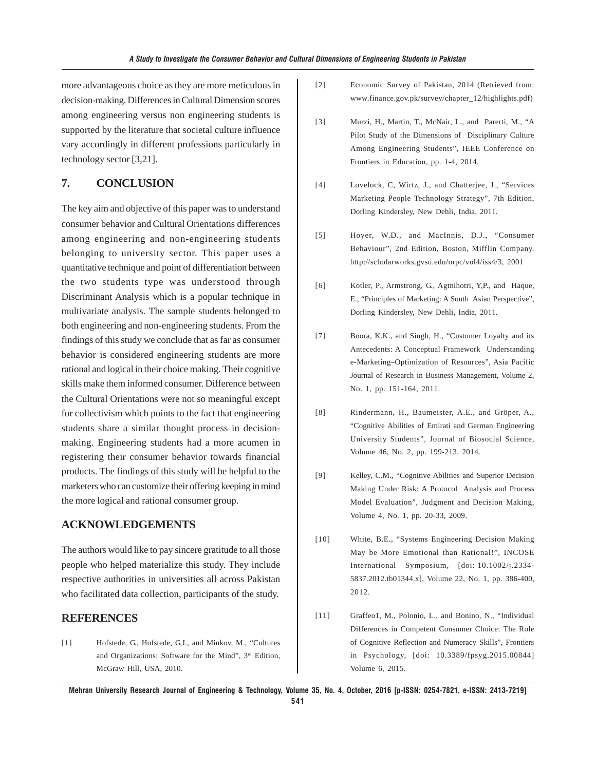more advantageous choice as they are more meticulous in decision-making. Differences in Cultural Dimension scores among engineering versus non engineering students is supported by the literature that societal culture influence vary accordingly in different professions particularly in technology sector [3,21].

## 7. CONCLUSION

The key aim and objective of this paper was to understand consumer behavior and Cultural Orientations differences among engineering and non-engineering students belonging to university sector. This paper uses a quantitative technique and point of differentiation between the two students type was understood through Discriminant Analysis which is a popular technique in multivariate analysis. The sample students belonged to both engineering and non-engineering students. From the findings of this study we conclude that as far as consumer behavior is considered engineering students are more rational and logical in their choice making. Their cognitive skills make them informed consumer. Difference between the Cultural Orientations were not so meaningful except for collectivism which points to the fact that engineering students share a similar thought process in decision-making. Engineering students had a more acumen in registering their consumer behavior towards financial products. The findings of this study will be helpful to the marketers who can customize their offering keeping in mind the more logical and rational consumer group.

## ACKNOWLEDGEMENTS

The authors would like to pay sincere gratitude to all those people who helped materialize this study. They include respective authorities in universities all across Pakistan who facilitated data collection, participants of the study.

## REFERENCES

[1] Hofstede, G., Hofstede, G.J., and Minkov, M., "Cultures and Organizations: Software for the Mind", 3rd Edition, McGraw Hill, USA, 2010.

[2] Economic Survey of Pakistan, 2014 (Retrieved from: www.finance.gov.pk/survey/chapter_12/highlights.pdf)

[3] Murzi, H., Martin, T., McNair, L., and Parerti, M., "A Pilot Study of the Dimensions of Disciplinary Culture Among Engineering Students", IEEE Conference on Frontiers in Education, pp. 1-4, 2014.

[4] Lovelock, C, Wirtz, J., and Chatterjee, J., "Services Marketing People Technology Strategy", 7th Edition, Dorling Kindersley, New Dehli, India, 2011.

[5] Hoyer, W.D., and MacInnis, D.J., "Consumer Behaviour", 2nd Edition, Boston, Mifflin Company. http://scholarworks.gvsu.edu/orpc/vol4/iss4/3, 2001

[6] Kotler, P., Armstrong, G., Agtnihotri, Y,P., and Haque, E., "Principles of Marketing: A South Asian Perspective", Dorling Kindersley, New Dehli, India, 2011.

[7] Boora, K.K., and Singh, H., "Customer Loyalty and its Antecedents: A Conceptual Framework Understanding e-Marketing–Optimization of Resources", Asia Pacific Journal of Research in Business Management, Volume 2, No. 1, pp. 151-164, 2011.

[8] Rindermann, H., Baumeister, A.E., and Gröper, A., "Cognitive Abilities of Emirati and German Engineering University Students", Journal of Biosocial Science, Volume 46, No. 2, pp. 199-213, 2014.

[9] Kelley, C.M., "Cognitive Abilities and Superior Decision Making Under Risk: A Protocol Analysis and Process Model Evaluation", Judgment and Decision Making, Volume 4, No. 1, pp. 20-33, 2009.

[10] White, B.E., "Systems Engineering Decision Making May be More Emotional than Rational!", INCOSE International Symposium, [doi: 10.1002/j.2334-5837.2012.tb01344.x], Volume 22, No. 1, pp. 386-400, 2012.

[11] Graffeo1, M., Polonio, L., and Bonino, N., "Individual Differences in Competent Consumer Choice: The Role of Cognitive Reflection and Numeracy Skills", Frontiers in Psychology, [doi: 10.3389/fpsyg.2015.00844] Volume 6, 2015.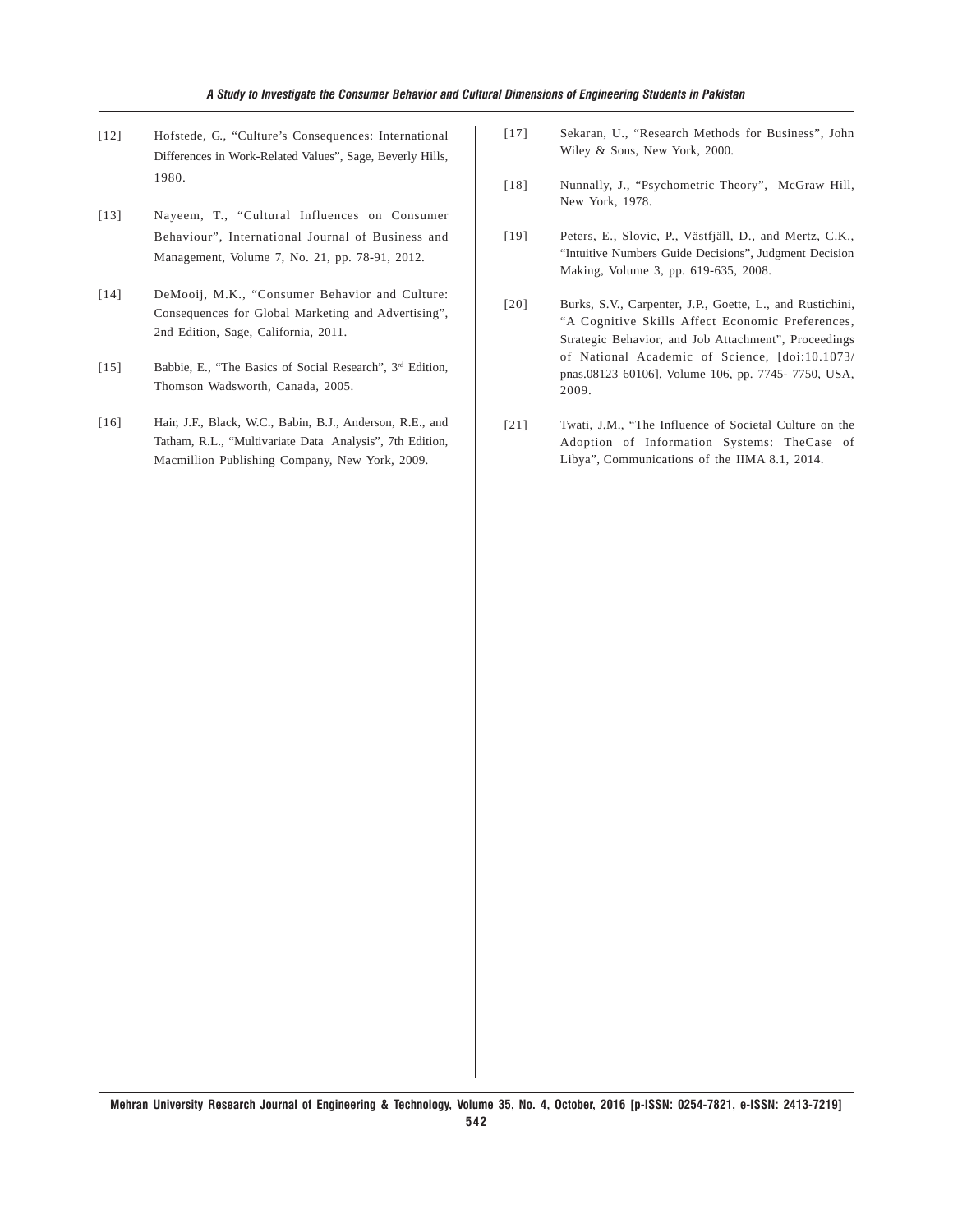[12] Hofstede, G., "Culture's Consequences: International Differences in Work-Related Values", Sage, Beverly Hills, 1980.

[13] Nayeem, T., "Cultural Influences on Consumer Behaviour", International Journal of Business and Management, Volume 7, No. 21, pp. 78-91, 2012.

[14] DeMooij, M.K., "Consumer Behavior and Culture: Consequences for Global Marketing and Advertising", 2nd Edition, Sage, California, 2011.

[15] Babbie, E., "The Basics of Social Research", 3rd Edition, Thomson Wadsworth, Canada, 2005.

[16] Hair, J.F., Black, W.C., Babin, B.J., Anderson, R.E., and Tatham, R.L., "Multivariate Data Analysis", 7th Edition, Macmillion Publishing Company, New York, 2009.

[17] Sekaran, U., "Research Methods for Business", John Wiley & Sons, New York, 2000.

[18] Nunnally, J., "Psychometric Theory", McGraw Hill, New York, 1978.

[19] Peters, E., Slovic, P., Västfjäll, D., and Mertz, C.K., "Intuitive Numbers Guide Decisions", Judgment Decision Making, Volume 3, pp. 619-635, 2008.

[20] Burks, S.V., Carpenter, J.P., Goette, L., and Rustichini, "A Cognitive Skills Affect Economic Preferences, Strategic Behavior, and Job Attachment", Proceedings of National Academic of Science, [doi:10.1073/pnas.08123 60106], Volume 106, pp. 7745- 7750, USA, 2009.

[21] Twati, J.M., "The Influence of Societal Culture on the Adoption of Information Systems: TheCase of Libya", Communications of the IIMA 8.1, 2014.